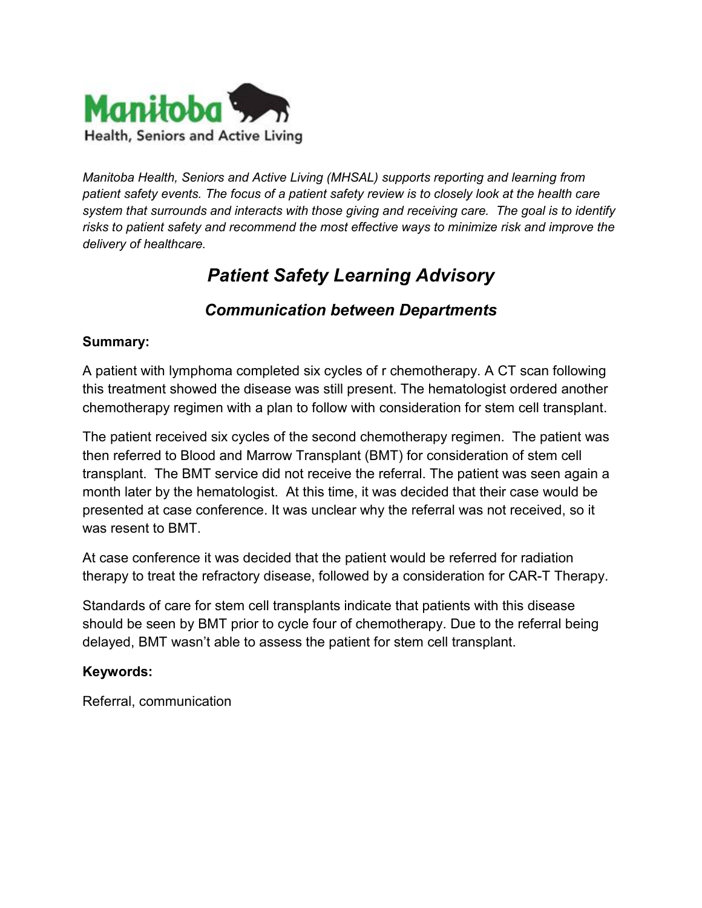Manitoba

Health, Seniors and Active Living

*Manitoba Health, Seniors and Active Living (MHSAL) supports reporting and learning from patient safety events. The focus of a patient safety review is to closely look at the health care system that surrounds and interacts with those giving and receiving care. The goal is to identify risks to patient safety and recommend the most effective ways to minimize risk and improve the delivery of healthcare.*

# *Patient Safety Learning Advisory*

## *Communication between Departments*

**Summary:**

A patient with lymphoma completed six cycles of r chemotherapy. A CT scan following this treatment showed the disease was still present. The hematologist ordered another chemotherapy regimen with a plan to follow with consideration for stem cell transplant.

The patient received six cycles of the second chemotherapy regimen. The patient was then referred to Blood and Marrow Transplant (BMT) for consideration of stem cell transplant. The BMT service did not receive the referral. The patient was seen again a month later by the hematologist. At this time, it was decided that their case would be presented at case conference. It was unclear why the referral was not received, so it was resent to BMT.

At case conference it was decided that the patient would be referred for radiation therapy to treat the refractory disease, followed by a consideration for CAR-T Therapy.

Standards of care for stem cell transplants indicate that patients with this disease should be seen by BMT prior to cycle four of chemotherapy. Due to the referral being delayed, BMT wasn't able to assess the patient for stem cell transplant.

**Keywords:**

Referral, communication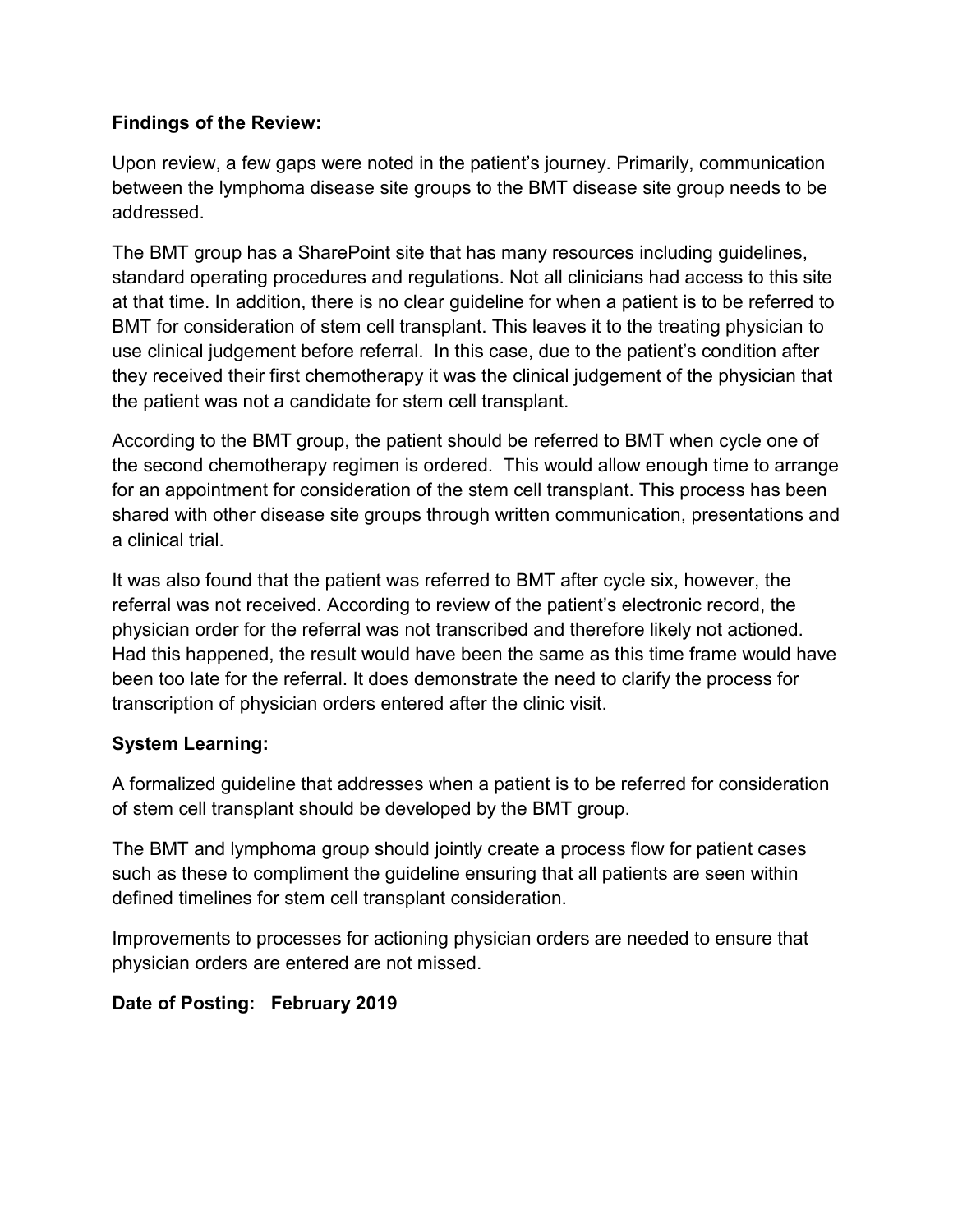**Findings of the Review:**

Upon review, a few gaps were noted in the patient's journey. Primarily, communication between the lymphoma disease site groups to the BMT disease site group needs to be addressed.

The BMT group has a SharePoint site that has many resources including guidelines, standard operating procedures and regulations. Not all clinicians had access to this site at that time. In addition, there is no clear guideline for when a patient is to be referred to BMT for consideration of stem cell transplant. This leaves it to the treating physician to use clinical judgement before referral. In this case, due to the patient's condition after they received their first chemotherapy it was the clinical judgement of the physician that the patient was not a candidate for stem cell transplant.

According to the BMT group, the patient should be referred to BMT when cycle one of the second chemotherapy regimen is ordered. This would allow enough time to arrange for an appointment for consideration of the stem cell transplant. This process has been shared with other disease site groups through written communication, presentations and a clinical trial.

It was also found that the patient was referred to BMT after cycle six, however, the referral was not received. According to review of the patient's electronic record, the physician order for the referral was not transcribed and therefore likely not actioned. Had this happened, the result would have been the same as this time frame would have been too late for the referral. It does demonstrate the need to clarify the process for transcription of physician orders entered after the clinic visit.

**System Learning:**

A formalized guideline that addresses when a patient is to be referred for consideration of stem cell transplant should be developed by the BMT group.

The BMT and lymphoma group should jointly create a process flow for patient cases such as these to compliment the guideline ensuring that all patients are seen within defined timelines for stem cell transplant consideration.

Improvements to processes for actioning physician orders are needed to ensure that physician orders are entered are not missed.

**Date of Posting: February 2019**